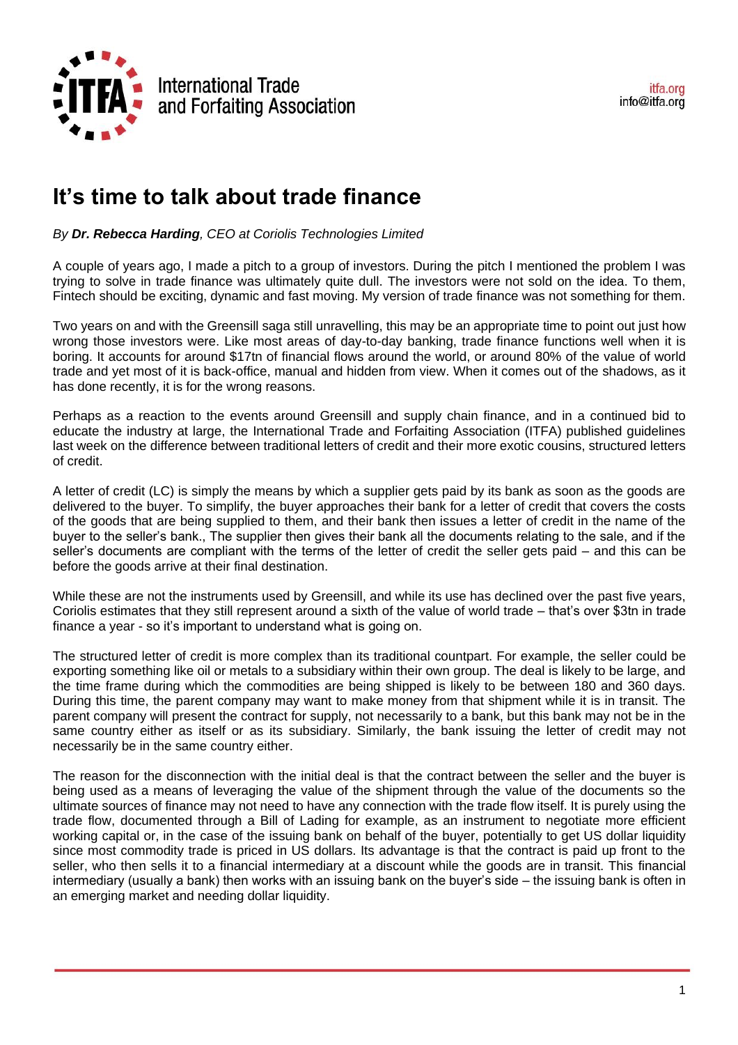International Trade and Forfaiting Association

itfa.org
info@itfa.org

# It's time to talk about trade finance

*By **Dr. Rebecca Harding**, CEO at Coriolis Technologies Limited*

A couple of years ago, I made a pitch to a group of investors. During the pitch I mentioned the problem I was trying to solve in trade finance was ultimately quite dull. The investors were not sold on the idea. To them, Fintech should be exciting, dynamic and fast moving. My version of trade finance was not something for them.

Two years on and with the Greensill saga still unravelling, this may be an appropriate time to point out just how wrong those investors were. Like most areas of day-to-day banking, trade finance functions well when it is boring. It accounts for around $17tn of financial flows around the world, or around 80% of the value of world trade and yet most of it is back-office, manual and hidden from view. When it comes out of the shadows, as it has done recently, it is for the wrong reasons.

Perhaps as a reaction to the events around Greensill and supply chain finance, and in a continued bid to educate the industry at large, the International Trade and Forfaiting Association (ITFA) published guidelines last week on the difference between traditional letters of credit and their more exotic cousins, structured letters of credit.

A letter of credit (LC) is simply the means by which a supplier gets paid by its bank as soon as the goods are delivered to the buyer. To simplify, the buyer approaches their bank for a letter of credit that covers the costs of the goods that are being supplied to them, and their bank then issues a letter of credit in the name of the buyer to the seller's bank., The supplier then gives their bank all the documents relating to the sale, and if the seller's documents are compliant with the terms of the letter of credit the seller gets paid – and this can be before the goods arrive at their final destination.

While these are not the instruments used by Greensill, and while its use has declined over the past five years, Coriolis estimates that they still represent around a sixth of the value of world trade – that's over $3tn in trade finance a year - so it's important to understand what is going on.

The structured letter of credit is more complex than its traditional countpart. For example, the seller could be exporting something like oil or metals to a subsidiary within their own group. The deal is likely to be large, and the time frame during which the commodities are being shipped is likely to be between 180 and 360 days. During this time, the parent company may want to make money from that shipment while it is in transit. The parent company will present the contract for supply, not necessarily to a bank, but this bank may not be in the same country either as itself or as its subsidiary. Similarly, the bank issuing the letter of credit may not necessarily be in the same country either.

The reason for the disconnection with the initial deal is that the contract between the seller and the buyer is being used as a means of leveraging the value of the shipment through the value of the documents so the ultimate sources of finance may not need to have any connection with the trade flow itself. It is purely using the trade flow, documented through a Bill of Lading for example, as an instrument to negotiate more efficient working capital or, in the case of the issuing bank on behalf of the buyer, potentially to get US dollar liquidity since most commodity trade is priced in US dollars. Its advantage is that the contract is paid up front to the seller, who then sells it to a financial intermediary at a discount while the goods are in transit. This financial intermediary (usually a bank) then works with an issuing bank on the buyer's side – the issuing bank is often in an emerging market and needing dollar liquidity.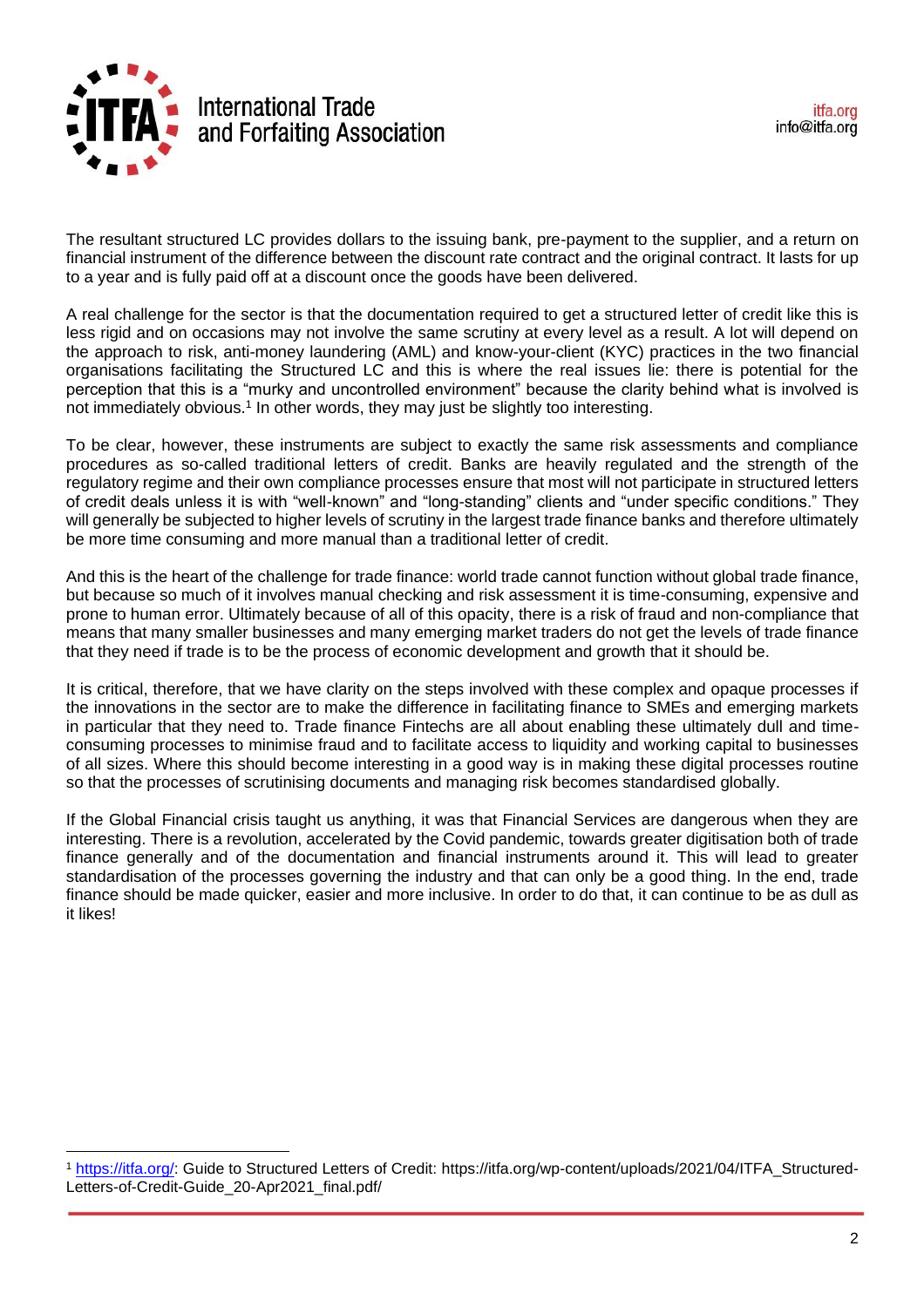The resultant structured LC provides dollars to the issuing bank, pre-payment to the supplier, and a return on financial instrument of the difference between the discount rate contract and the original contract. It lasts for up to a year and is fully paid off at a discount once the goods have been delivered.

A real challenge for the sector is that the documentation required to get a structured letter of credit like this is less rigid and on occasions may not involve the same scrutiny at every level as a result. A lot will depend on the approach to risk, anti-money laundering (AML) and know-your-client (KYC) practices in the two financial organisations facilitating the Structured LC and this is where the real issues lie: there is potential for the perception that this is a "murky and uncontrolled environment" because the clarity behind what is involved is not immediately obvious.[1] In other words, they may just be slightly too interesting.

To be clear, however, these instruments are subject to exactly the same risk assessments and compliance procedures as so-called traditional letters of credit. Banks are heavily regulated and the strength of the regulatory regime and their own compliance processes ensure that most will not participate in structured letters of credit deals unless it is with "well-known" and "long-standing" clients and "under specific conditions." They will generally be subjected to higher levels of scrutiny in the largest trade finance banks and therefore ultimately be more time consuming and more manual than a traditional letter of credit.

And this is the heart of the challenge for trade finance: world trade cannot function without global trade finance, but because so much of it involves manual checking and risk assessment it is time-consuming, expensive and prone to human error. Ultimately because of all of this opacity, there is a risk of fraud and non-compliance that means that many smaller businesses and many emerging market traders do not get the levels of trade finance that they need if trade is to be the process of economic development and growth that it should be.

It is critical, therefore, that we have clarity on the steps involved with these complex and opaque processes if the innovations in the sector are to make the difference in facilitating finance to SMEs and emerging markets in particular that they need to. Trade finance Fintechs are all about enabling these ultimately dull and time-consuming processes to minimise fraud and to facilitate access to liquidity and working capital to businesses of all sizes. Where this should become interesting in a good way is in making these digital processes routine so that the processes of scrutinising documents and managing risk becomes standardised globally.

If the Global Financial crisis taught us anything, it was that Financial Services are dangerous when they are interesting. There is a revolution, accelerated by the Covid pandemic, towards greater digitisation both of trade finance generally and of the documentation and financial instruments around it. This will lead to greater standardisation of the processes governing the industry and that can only be a good thing. In the end, trade finance should be made quicker, easier and more inclusive. In order to do that, it can continue to be as dull as it likes!

---

[1] https://itfa.org/: Guide to Structured Letters of Credit: https://itfa.org/wp-content/uploads/2021/04/ITFA_Structured-Letters-of-Credit-Guide_20-Apr2021_final.pdf/